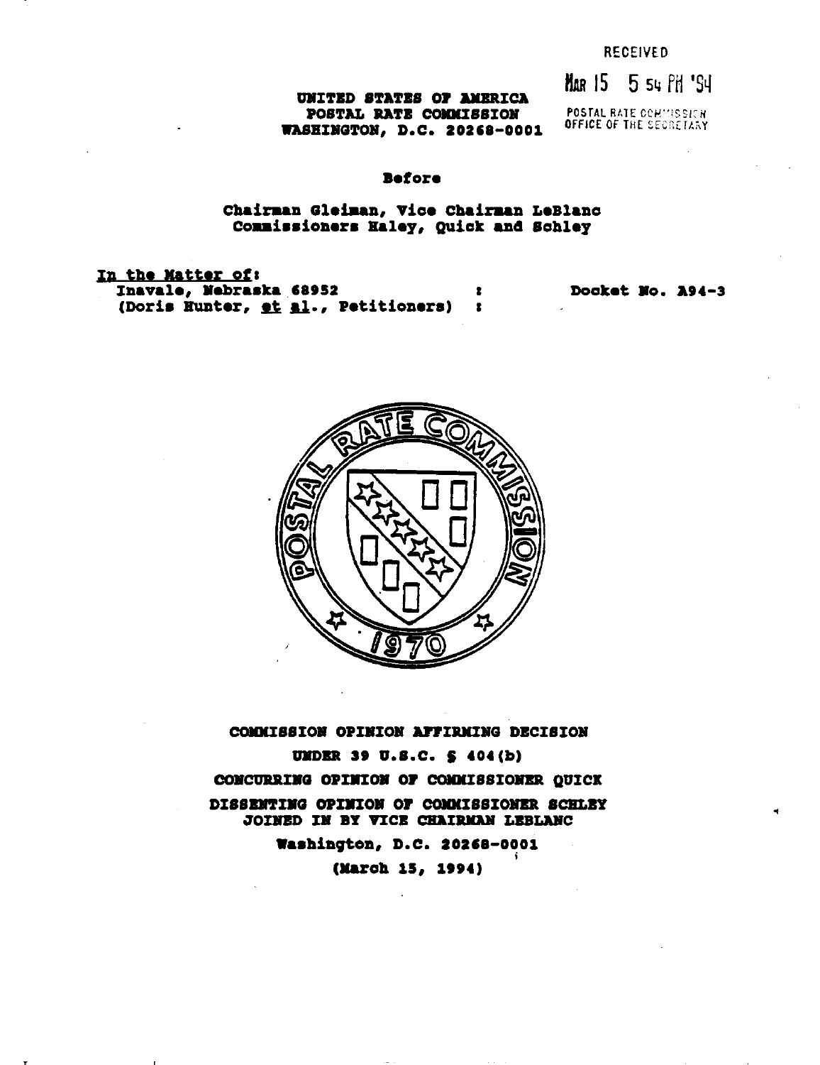RECEIVED

MAR 15 5 54 PM '94

POSTAL RATE COMMISSION
OFFICE OF THE SECRETARY

**UNITED STATES OF AMERICA**
**POSTAL RATE COMMISSION**
**WASHINGTON, D.C. 20268-0001**

**Before**

**Chairman Gleiman, Vice Chairman LeBlanc**
**Commissioners Haley, Quick and Schley**

**In the Matter of:**
**Inavale, Nebraska 68952** : **Docket No. A94-3**
**(Doris Hunter, *et al*., Petitioners)** :

**COMMISSION OPINION AFFIRMING DECISION**

**UNDER 39 U.S.C. § 404(b)**

**CONCURRING OPINION OF COMMISSIONER QUICK**

**DISSENTING OPINION OF COMMISSIONER SCHLEY**
**JOINED IN BY VICE CHAIRMAN LEBLANC**

**Washington, D.C. 20268-0001**

**(March 15, 1994)**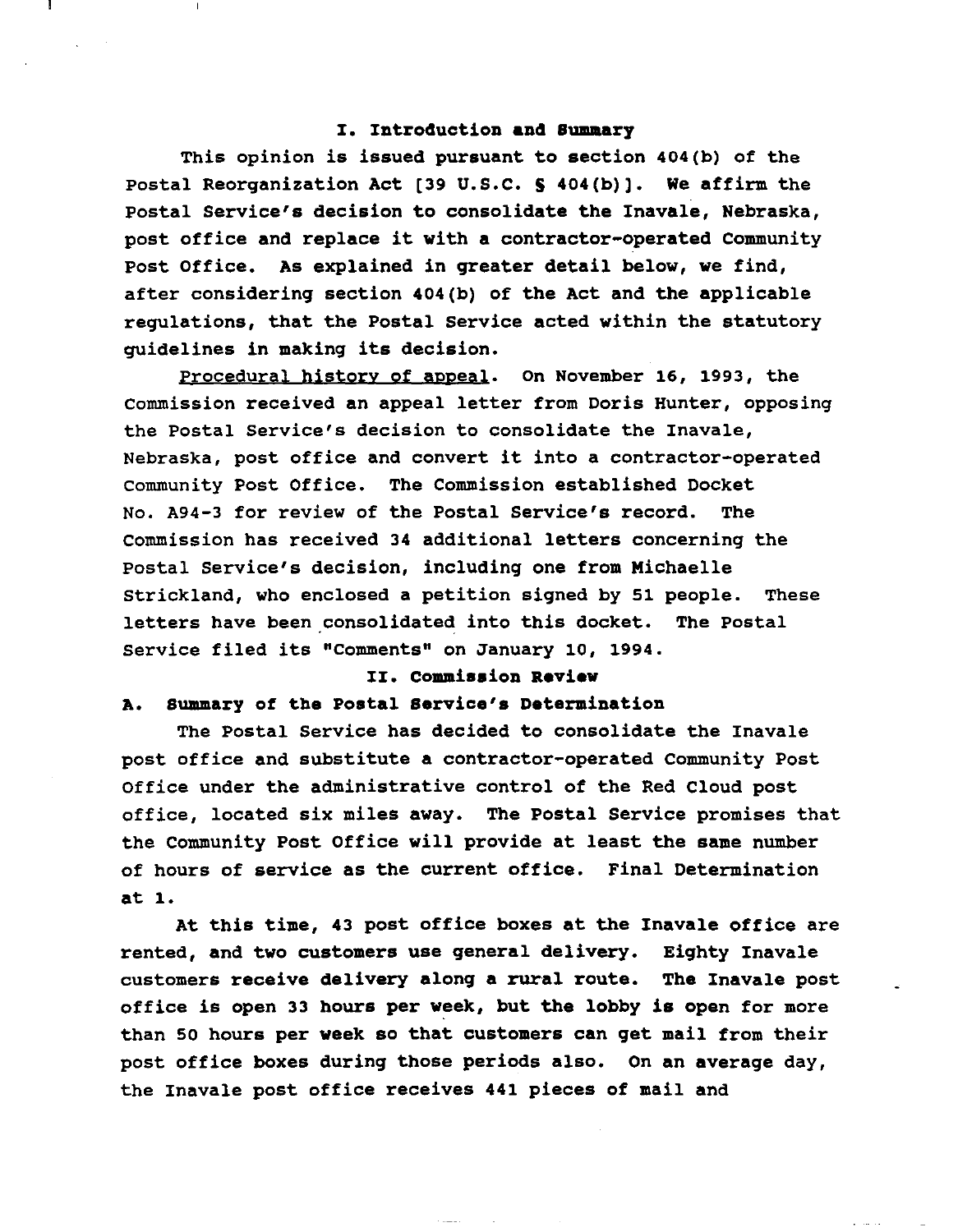## I. Introduction and Summary

This opinion is issued pursuant to section 404(b) of the Postal Reorganization Act [39 U.S.C. § 404(b)]. We affirm the Postal Service's decision to consolidate the Inavale, Nebraska, post office and replace it with a contractor-operated Community Post Office. As explained in greater detail below, we find, after considering section 404(b) of the Act and the applicable regulations, that the Postal Service acted within the statutory guidelines in making its decision.

Procedural history of appeal. On November 16, 1993, the Commission received an appeal letter from Doris Hunter, opposing the Postal Service's decision to consolidate the Inavale, Nebraska, post office and convert it into a contractor-operated Community Post Office. The Commission established Docket No. A94-3 for review of the Postal Service's record. The Commission has received 34 additional letters concerning the Postal Service's decision, including one from Michaelle Strickland, who enclosed a petition signed by 51 people. These letters have been consolidated into this docket. The Postal Service filed its "Comments" on January 10, 1994.

## II. Commission Review

### A. Summary of the Postal Service's Determination

The Postal Service has decided to consolidate the Inavale post office and substitute a contractor-operated Community Post Office under the administrative control of the Red Cloud post office, located six miles away. The Postal Service promises that the Community Post Office will provide at least the same number of hours of service as the current office. Final Determination at 1.

At this time, 43 post office boxes at the Inavale office are rented, and two customers use general delivery. Eighty Inavale customers receive delivery along a rural route. The Inavale post office is open 33 hours per week, but the lobby is open for more than 50 hours per week so that customers can get mail from their post office boxes during those periods also. On an average day, the Inavale post office receives 441 pieces of mail and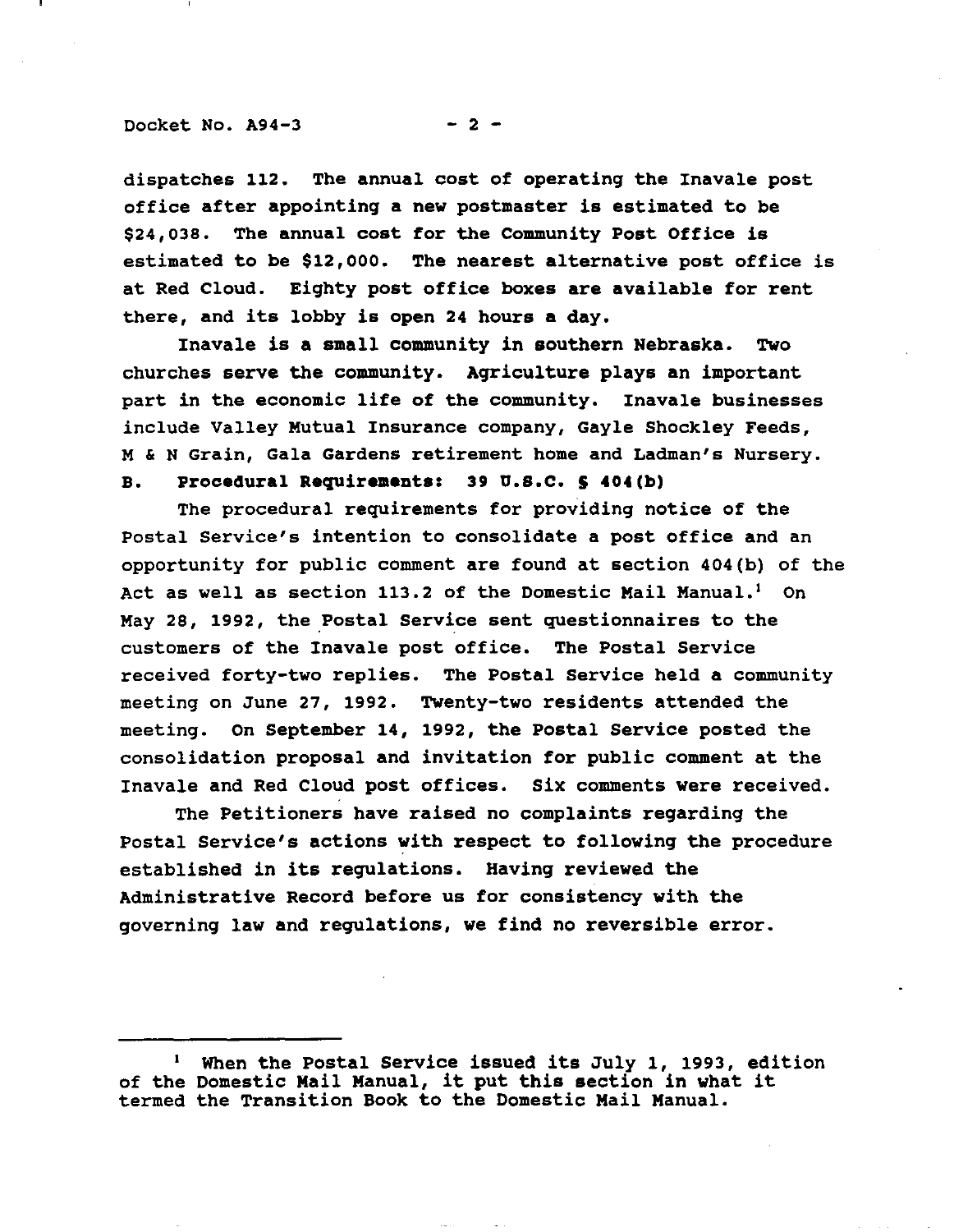dispatches 112. The annual cost of operating the Inavale post office after appointing a new postmaster is estimated to be $24,038. The annual cost for the Community Post Office is estimated to be $12,000. The nearest alternative post office is at Red Cloud. Eighty post office boxes are available for rent there, and its lobby is open 24 hours a day.

Inavale is a small community in southern Nebraska. Two churches serve the community. Agriculture plays an important part in the economic life of the community. Inavale businesses include Valley Mutual Insurance company, Gayle Shockley Feeds, M & N Grain, Gala Gardens retirement home and Ladman's Nursery.

**B. Procedural Requirements: 39 U.S.C. § 404(b)**

The procedural requirements for providing notice of the Postal Service's intention to consolidate a post office and an opportunity for public comment are found at section 404(b) of the Act as well as section 113.2 of the Domestic Mail Manual.[1] On May 28, 1992, the Postal Service sent questionnaires to the customers of the Inavale post office. The Postal Service received forty-two replies. The Postal Service held a community meeting on June 27, 1992. Twenty-two residents attended the meeting. On September 14, 1992, the Postal Service posted the consolidation proposal and invitation for public comment at the Inavale and Red Cloud post offices. Six comments were received.

The Petitioners have raised no complaints regarding the Postal Service's actions with respect to following the procedure established in its regulations. Having reviewed the Administrative Record before us for consistency with the governing law and regulations, we find no reversible error.

---

[1] When the Postal Service issued its July 1, 1993, edition of the Domestic Mail Manual, it put this section in what it termed the Transition Book to the Domestic Mail Manual.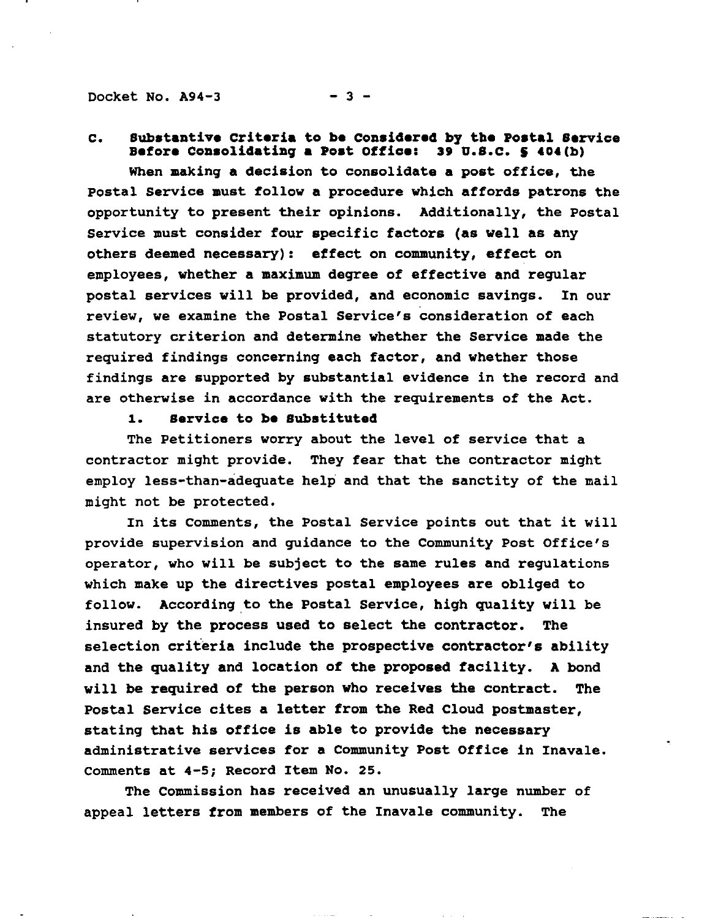### C. Substantive Criteria to be Considered by the Postal Service Before Consolidating a Post Office: 39 U.S.C. § 404(b)

When making a decision to consolidate a post office, the Postal Service must follow a procedure which affords patrons the opportunity to present their opinions. Additionally, the Postal Service must consider four specific factors (as well as any others deemed necessary): effect on community, effect on employees, whether a maximum degree of effective and regular postal services will be provided, and economic savings. In our review, we examine the Postal Service's consideration of each statutory criterion and determine whether the Service made the required findings concerning each factor, and whether those findings are supported by substantial evidence in the record and are otherwise in accordance with the requirements of the Act.

#### 1. Service to be Substituted

The Petitioners worry about the level of service that a contractor might provide. They fear that the contractor might employ less-than-adequate help and that the sanctity of the mail might not be protected.

In its Comments, the Postal Service points out that it will provide supervision and guidance to the Community Post Office's operator, who will be subject to the same rules and regulations which make up the directives postal employees are obliged to follow. According to the Postal Service, high quality will be insured by the process used to select the contractor. The selection criteria include the prospective contractor's ability and the quality and location of the proposed facility. A bond will be required of the person who receives the contract. The Postal Service cites a letter from the Red Cloud postmaster, stating that his office is able to provide the necessary administrative services for a Community Post Office in Inavale. Comments at 4-5; Record Item No. 25.

The Commission has received an unusually large number of appeal letters from members of the Inavale community. The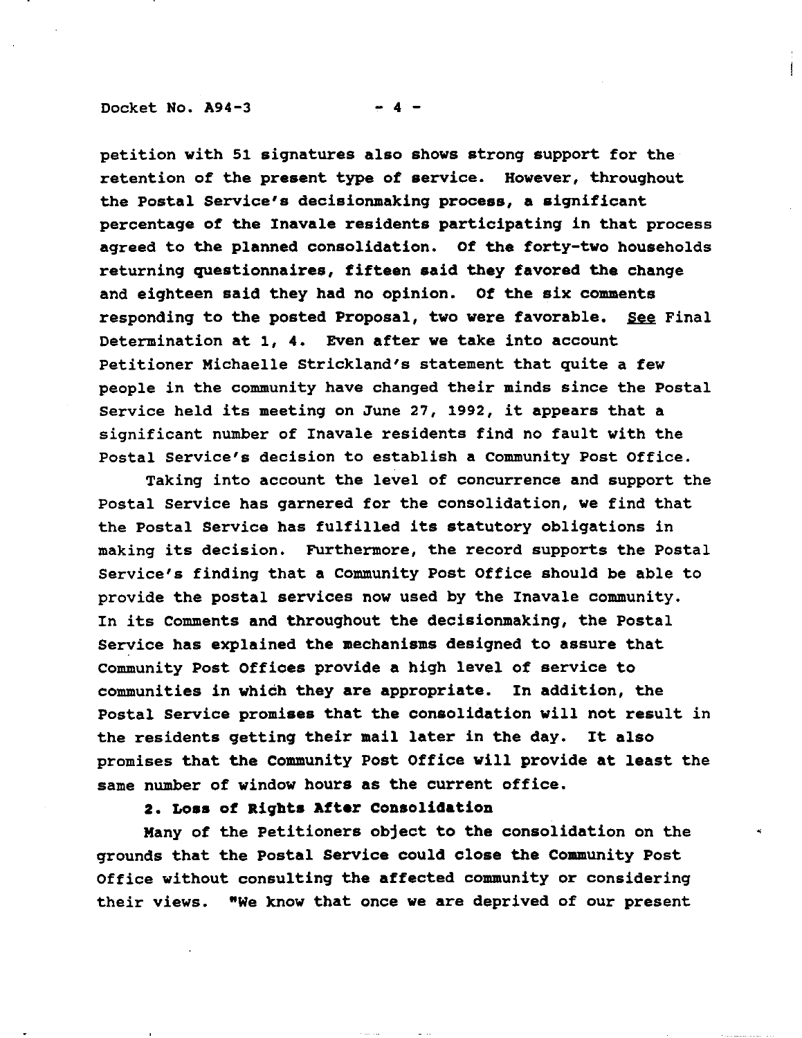petition with 51 signatures also shows strong support for the retention of the present type of service. However, throughout the Postal Service's decisionmaking process, a significant percentage of the Inavale residents participating in that process agreed to the planned consolidation. Of the forty-two households returning questionnaires, fifteen said they favored the change and eighteen said they had no opinion. Of the six comments responding to the posted Proposal, two were favorable. See Final Determination at 1, 4. Even after we take into account Petitioner Michaelle Strickland's statement that quite a few people in the community have changed their minds since the Postal Service held its meeting on June 27, 1992, it appears that a significant number of Inavale residents find no fault with the Postal Service's decision to establish a Community Post Office.

Taking into account the level of concurrence and support the Postal Service has garnered for the consolidation, we find that the Postal Service has fulfilled its statutory obligations in making its decision. Furthermore, the record supports the Postal Service's finding that a Community Post Office should be able to provide the postal services now used by the Inavale community. In its Comments and throughout the decisionmaking, the Postal Service has explained the mechanisms designed to assure that Community Post Offices provide a high level of service to communities in which they are appropriate. In addition, the Postal Service promises that the consolidation will not result in the residents getting their mail later in the day. It also promises that the Community Post Office will provide at least the same number of window hours as the current office.

**2. Loss of Rights After Consolidation**

Many of the Petitioners object to the consolidation on the grounds that the Postal Service could close the Community Post Office without consulting the affected community or considering their views. "We know that once we are deprived of our present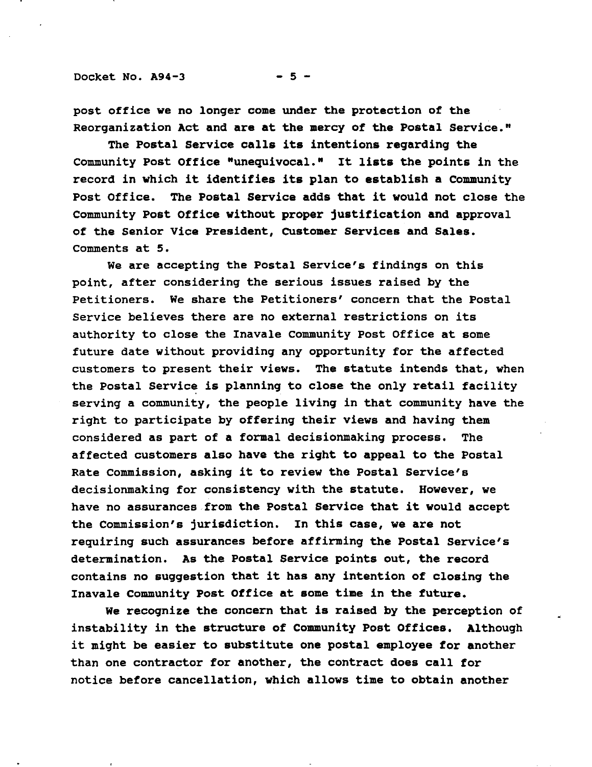post office we no longer come under the protection of the Reorganization Act and are at the mercy of the Postal Service."

The Postal Service calls its intentions regarding the Community Post Office "unequivocal." It lists the points in the record in which it identifies its plan to establish a Community Post Office. The Postal Service adds that it would not close the Community Post Office without proper justification and approval of the Senior Vice President, Customer Services and Sales. Comments at 5.

We are accepting the Postal Service's findings on this point, after considering the serious issues raised by the Petitioners. We share the Petitioners' concern that the Postal Service believes there are no external restrictions on its authority to close the Inavale Community Post Office at some future date without providing any opportunity for the affected customers to present their views. The statute intends that, when the Postal Service is planning to close the only retail facility serving a community, the people living in that community have the right to participate by offering their views and having them considered as part of a formal decisionmaking process. The affected customers also have the right to appeal to the Postal Rate Commission, asking it to review the Postal Service's decisionmaking for consistency with the statute. However, we have no assurances from the Postal Service that it would accept the Commission's jurisdiction. In this case, we are not requiring such assurances before affirming the Postal Service's determination. As the Postal Service points out, the record contains no suggestion that it has any intention of closing the Inavale Community Post Office at some time in the future.

We recognize the concern that is raised by the perception of instability in the structure of Community Post Offices. Although it might be easier to substitute one postal employee for another than one contractor for another, the contract does call for notice before cancellation, which allows time to obtain another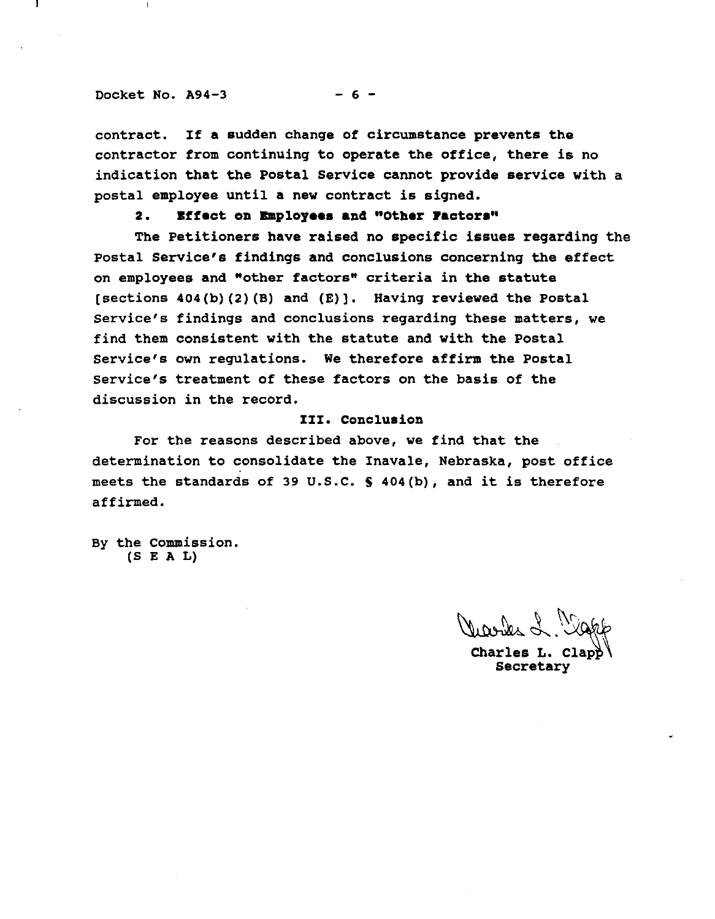contract. If a sudden change of circumstance prevents the contractor from continuing to operate the office, there is no indication that the Postal Service cannot provide service with a postal employee until a new contract is signed.

**2. Effect on Employees and "Other Factors"**

The Petitioners have raised no specific issues regarding the Postal Service's findings and conclusions concerning the effect on employees and "other factors" criteria in the statute [sections 404(b)(2)(B) and (E)]. Having reviewed the Postal Service's findings and conclusions regarding these matters, we find them consistent with the statute and with the Postal Service's own regulations. We therefore affirm the Postal Service's treatment of these factors on the basis of the discussion in the record.

## III. Conclusion

For the reasons described above, we find that the determination to consolidate the Inavale, Nebraska, post office meets the standards of 39 U.S.C. § 404(b), and it is therefore affirmed.

By the Commission.
(S E A L)

Charles L. Clapp
Secretary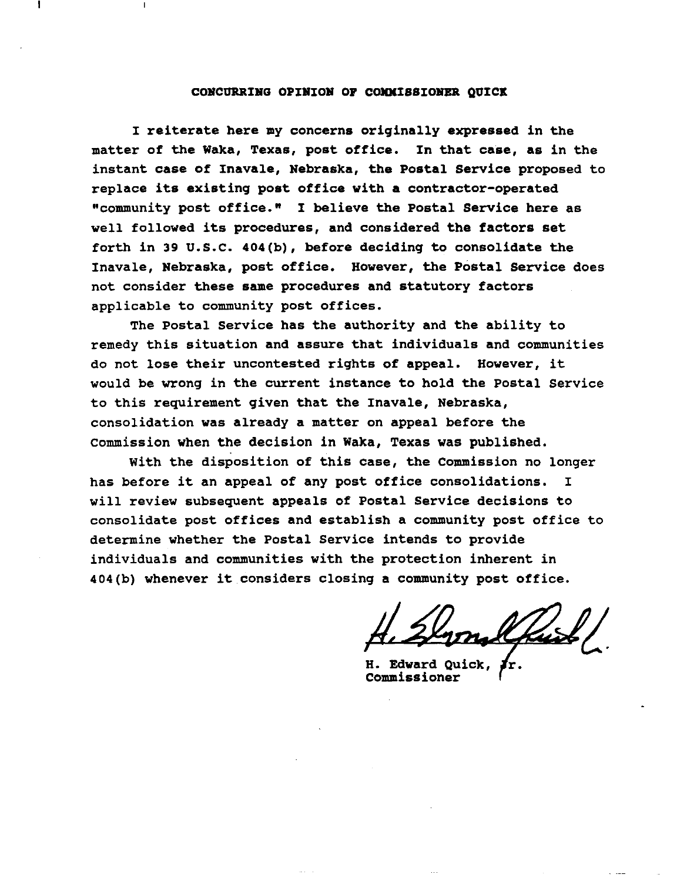## CONCURRING OPINION OF COMMISSIONER QUICK

I reiterate here my concerns originally expressed in the matter of the Waka, Texas, post office. In that case, as in the instant case of Inavale, Nebraska, the Postal Service proposed to replace its existing post office with a contractor-operated "community post office." I believe the Postal Service here as well followed its procedures, and considered the factors set forth in 39 U.S.C. 404(b), before deciding to consolidate the Inavale, Nebraska, post office. However, the Postal Service does not consider these same procedures and statutory factors applicable to community post offices.

The Postal Service has the authority and the ability to remedy this situation and assure that individuals and communities do not lose their uncontested rights of appeal. However, it would be wrong in the current instance to hold the Postal Service to this requirement given that the Inavale, Nebraska, consolidation was already a matter on appeal before the Commission when the decision in Waka, Texas was published.

With the disposition of this case, the Commission no longer has before it an appeal of any post office consolidations. I will review subsequent appeals of Postal Service decisions to consolidate post offices and establish a community post office to determine whether the Postal Service intends to provide individuals and communities with the protection inherent in 404(b) whenever it considers closing a community post office.

H. Edward Quick, Jr.
Commissioner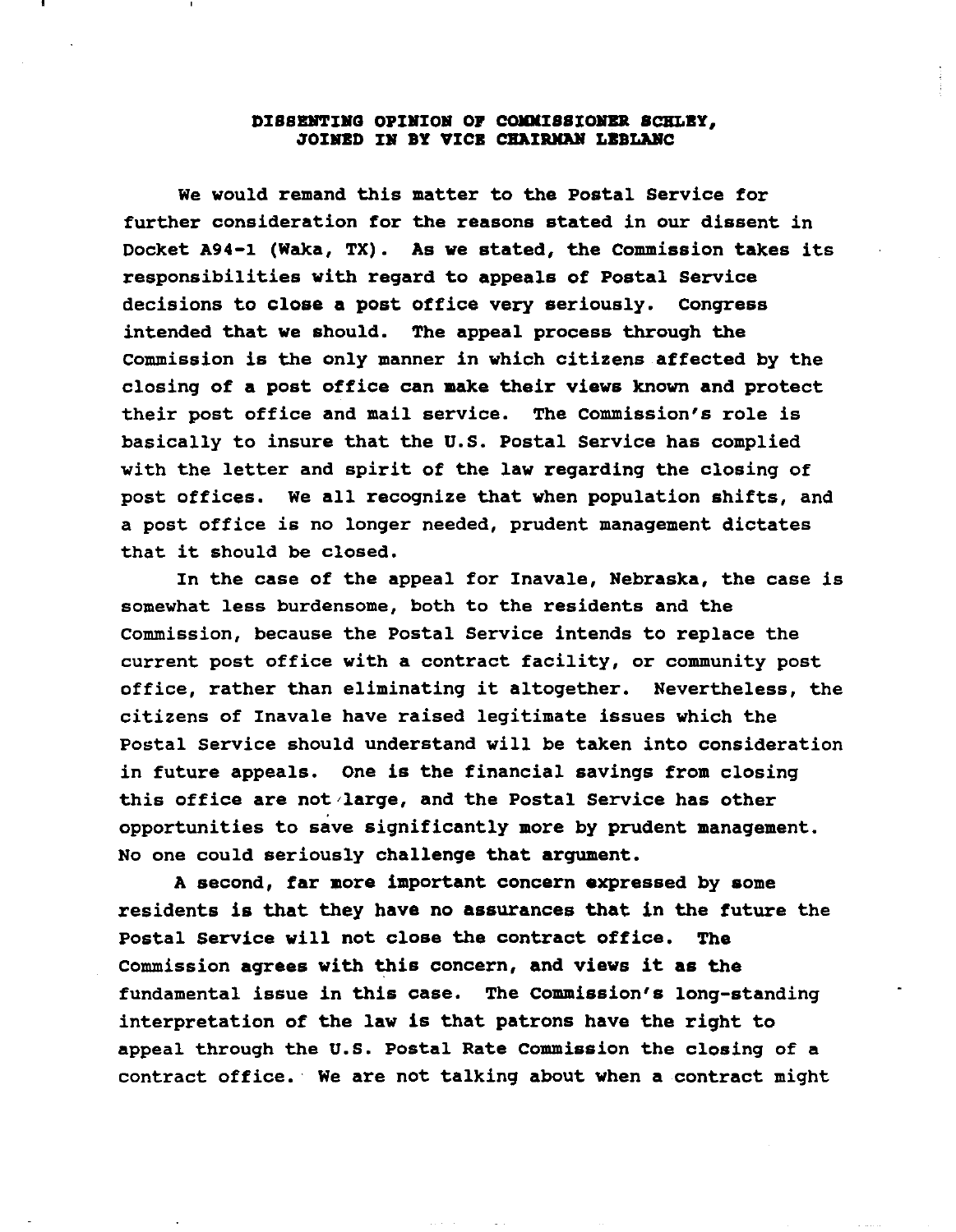**DISSENTING OPINION OF COMMISSIONER SCHLEY,**
**JOINED IN BY VICE CHAIRMAN LEBLANC**

We would remand this matter to the Postal Service for further consideration for the reasons stated in our dissent in Docket A94-1 (Waka, TX). As we stated, the Commission takes its responsibilities with regard to appeals of Postal Service decisions to close a post office very seriously. Congress intended that we should. The appeal process through the Commission is the only manner in which citizens affected by the closing of a post office can make their views known and protect their post office and mail service. The Commission's role is basically to insure that the U.S. Postal Service has complied with the letter and spirit of the law regarding the closing of post offices. We all recognize that when population shifts, and a post office is no longer needed, prudent management dictates that it should be closed.

In the case of the appeal for Inavale, Nebraska, the case is somewhat less burdensome, both to the residents and the Commission, because the Postal Service intends to replace the current post office with a contract facility, or community post office, rather than eliminating it altogether. Nevertheless, the citizens of Inavale have raised legitimate issues which the Postal Service should understand will be taken into consideration in future appeals. One is the financial savings from closing this office are not large, and the Postal Service has other opportunities to save significantly more by prudent management. No one could seriously challenge that argument.

A second, far more important concern expressed by some residents is that they have no assurances that in the future the Postal Service will not close the contract office. The Commission agrees with this concern, and views it as the fundamental issue in this case. The Commission's long-standing interpretation of the law is that patrons have the right to appeal through the U.S. Postal Rate Commission the closing of a contract office. We are not talking about when a contract might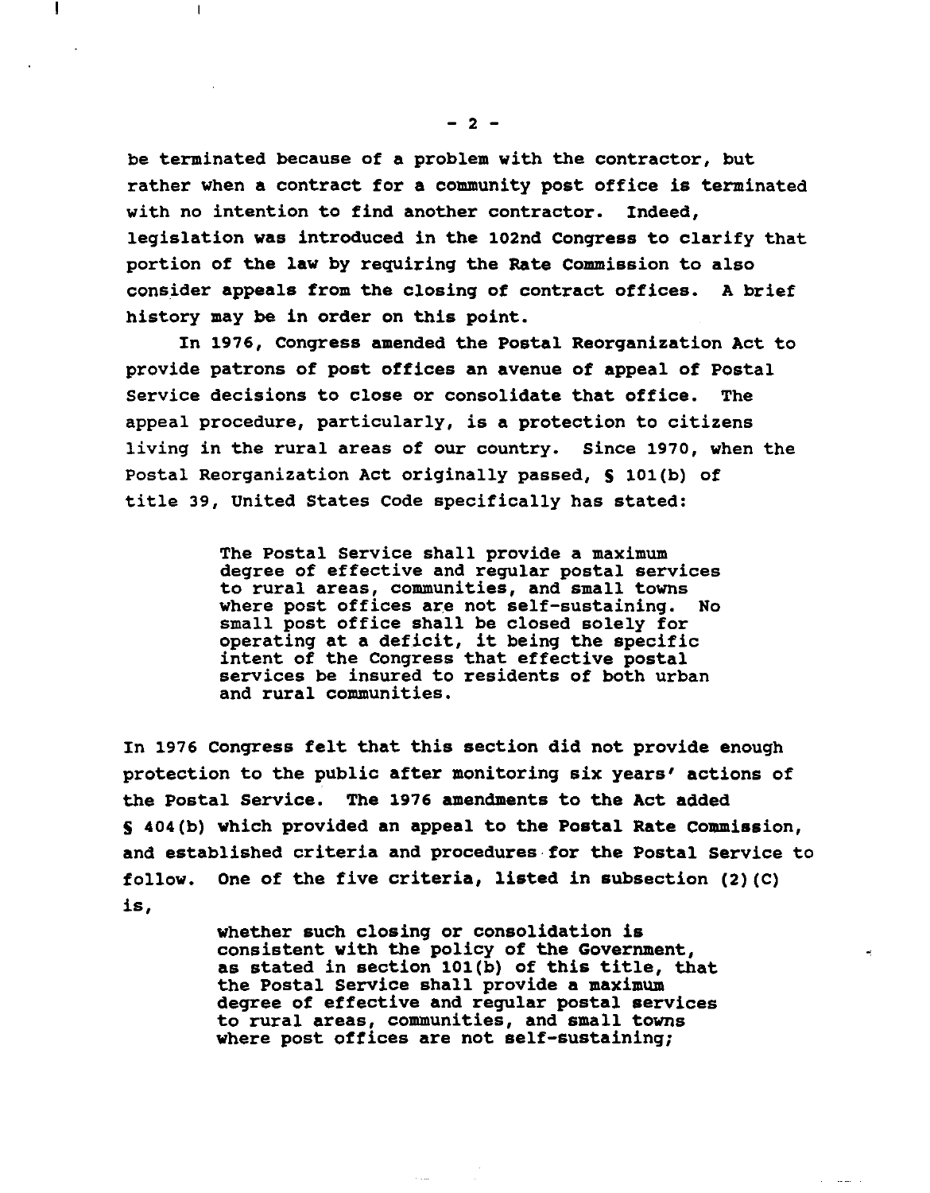be terminated because of a problem with the contractor, but rather when a contract for a community post office is terminated with no intention to find another contractor. Indeed, legislation was introduced in the 102nd Congress to clarify that portion of the law by requiring the Rate Commission to also consider appeals from the closing of contract offices. A brief history may be in order on this point.

In 1976, Congress amended the Postal Reorganization Act to provide patrons of post offices an avenue of appeal of Postal Service decisions to close or consolidate that office. The appeal procedure, particularly, is a protection to citizens living in the rural areas of our country. Since 1970, when the Postal Reorganization Act originally passed, § 101(b) of title 39, United States Code specifically has stated:

> The Postal Service shall provide a maximum degree of effective and regular postal services to rural areas, communities, and small towns where post offices are not self-sustaining. No small post office shall be closed solely for operating at a deficit, it being the specific intent of the Congress that effective postal services be insured to residents of both urban and rural communities.

In 1976 Congress felt that this section did not provide enough protection to the public after monitoring six years' actions of the Postal Service. The 1976 amendments to the Act added § 404(b) which provided an appeal to the Postal Rate Commission, and established criteria and procedures for the Postal Service to follow. One of the five criteria, listed in subsection (2)(C) is,

> whether such closing or consolidation is consistent with the policy of the Government, as stated in section 101(b) of this title, that the Postal Service shall provide a maximum degree of effective and regular postal services to rural areas, communities, and small towns where post offices are not self-sustaining;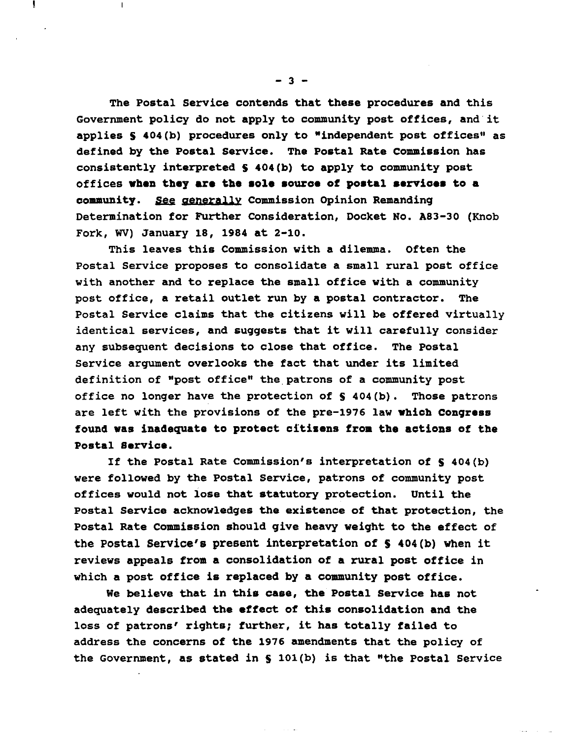The Postal Service contends that these procedures and this Government policy do not apply to community post offices, and it applies § 404(b) procedures only to "independent post offices" as defined by the Postal Service. The Postal Rate Commission has consistently interpreted § 404(b) to apply to community post offices **when they are the sole source of postal services to a community.** *See generally* Commission Opinion Remanding Determination for Further Consideration, Docket No. A83-30 (Knob Fork, WV) January 18, 1984 at 2-10.

This leaves this Commission with a dilemma. Often the Postal Service proposes to consolidate a small rural post office with another and to replace the small office with a community post office, a retail outlet run by a postal contractor. The Postal Service claims that the citizens will be offered virtually identical services, and suggests that it will carefully consider any subsequent decisions to close that office. The Postal Service argument overlooks the fact that under its limited definition of "post office" the patrons of a community post office no longer have the protection of § 404(b). Those patrons are left with the provisions of the pre-1976 law **which Congress found was inadequate to protect citizens from the actions of the Postal Service.**

If the Postal Rate Commission's interpretation of § 404(b) were followed by the Postal Service, patrons of community post offices would not lose that statutory protection. Until the Postal Service acknowledges the existence of that protection, the Postal Rate Commission should give heavy weight to the effect of the Postal Service's present interpretation of § 404(b) when it reviews appeals from a consolidation of a rural post office in which a post office is replaced by a community post office.

We believe that in this case, the Postal Service has not adequately described the effect of this consolidation and the loss of patrons' rights; further, it has totally failed to address the concerns of the 1976 amendments that the policy of the Government, as stated in § 101(b) is that "the Postal Service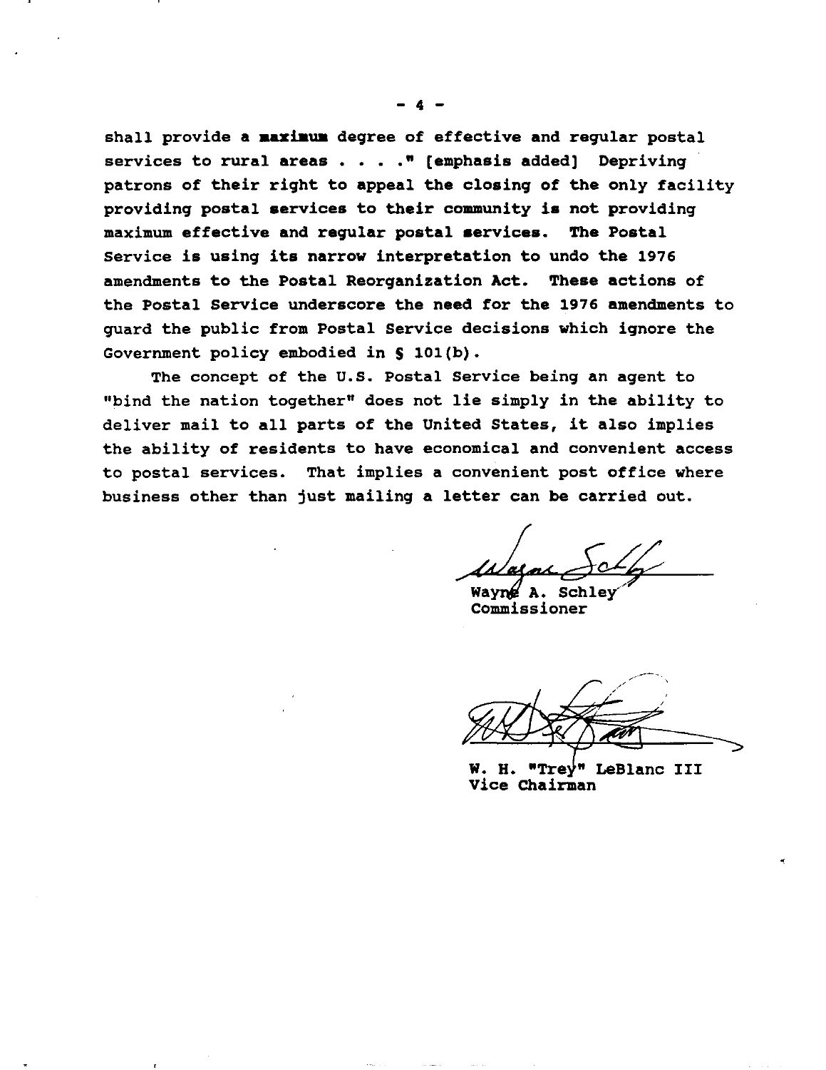shall provide a **maximum** degree of effective and regular postal services to rural areas . . . ." [emphasis added] Depriving patrons of their right to appeal the closing of the only facility providing postal services to their community is not providing maximum effective and regular postal services. The Postal Service is using its narrow interpretation to undo the 1976 amendments to the Postal Reorganization Act. These actions of the Postal Service underscore the need for the 1976 amendments to guard the public from Postal Service decisions which ignore the Government policy embodied in § 101(b).

The concept of the U.S. Postal Service being an agent to "bind the nation together" does not lie simply in the ability to deliver mail to all parts of the United States, it also implies the ability of residents to have economical and convenient access to postal services. That implies a convenient post office where business other than just mailing a letter can be carried out.

Wayne A. Schley
Commissioner

W. H. "Trey" LeBlanc III
Vice Chairman